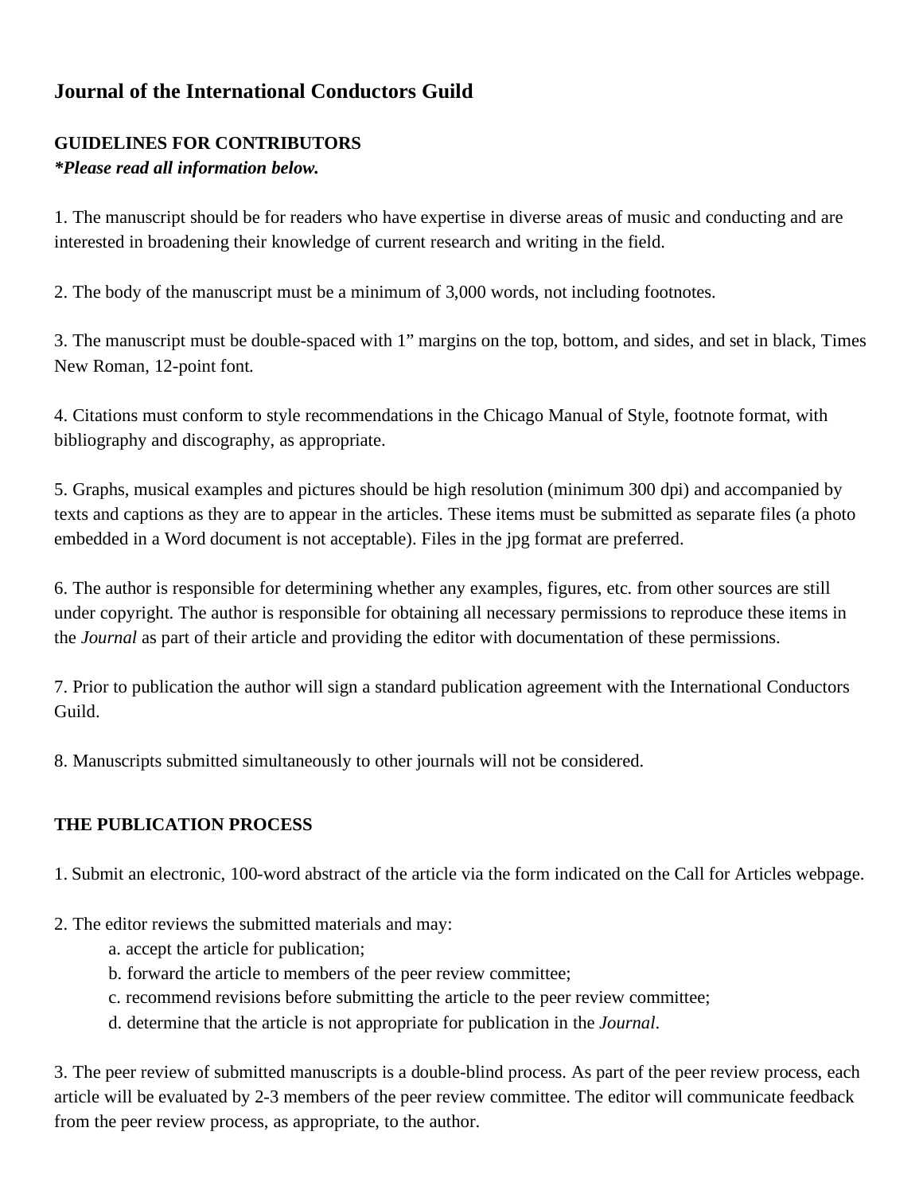# Journal of the International Conductors Guild

## GUIDELINES FOR CONTRIBUTORS

***Please read all information below.**

1. The manuscript should be for readers who have expertise in diverse areas of music and conducting and are interested in broadening their knowledge of current research and writing in the field.

2. The body of the manuscript must be a minimum of 3,000 words, not including footnotes.

3. The manuscript must be double-spaced with 1" margins on the top, bottom, and sides, and set in black, Times New Roman, 12-point font.

4. Citations must conform to style recommendations in the Chicago Manual of Style, footnote format, with bibliography and discography, as appropriate.

5. Graphs, musical examples and pictures should be high resolution (minimum 300 dpi) and accompanied by texts and captions as they are to appear in the articles. These items must be submitted as separate files (a photo embedded in a Word document is not acceptable). Files in the jpg format are preferred.

6. The author is responsible for determining whether any examples, figures, etc. from other sources are still under copyright. The author is responsible for obtaining all necessary permissions to reproduce these items in the *Journal* as part of their article and providing the editor with documentation of these permissions.

7. Prior to publication the author will sign a standard publication agreement with the International Conductors Guild.

8. Manuscripts submitted simultaneously to other journals will not be considered.

## THE PUBLICATION PROCESS

1. Submit an electronic, 100-word abstract of the article via the form indicated on the Call for Articles webpage.

2. The editor reviews the submitted materials and may:
   a. accept the article for publication;
   b. forward the article to members of the peer review committee;
   c. recommend revisions before submitting the article to the peer review committee;
   d. determine that the article is not appropriate for publication in the *Journal*.

3. The peer review of submitted manuscripts is a double-blind process. As part of the peer review process, each article will be evaluated by 2-3 members of the peer review committee. The editor will communicate feedback from the peer review process, as appropriate, to the author.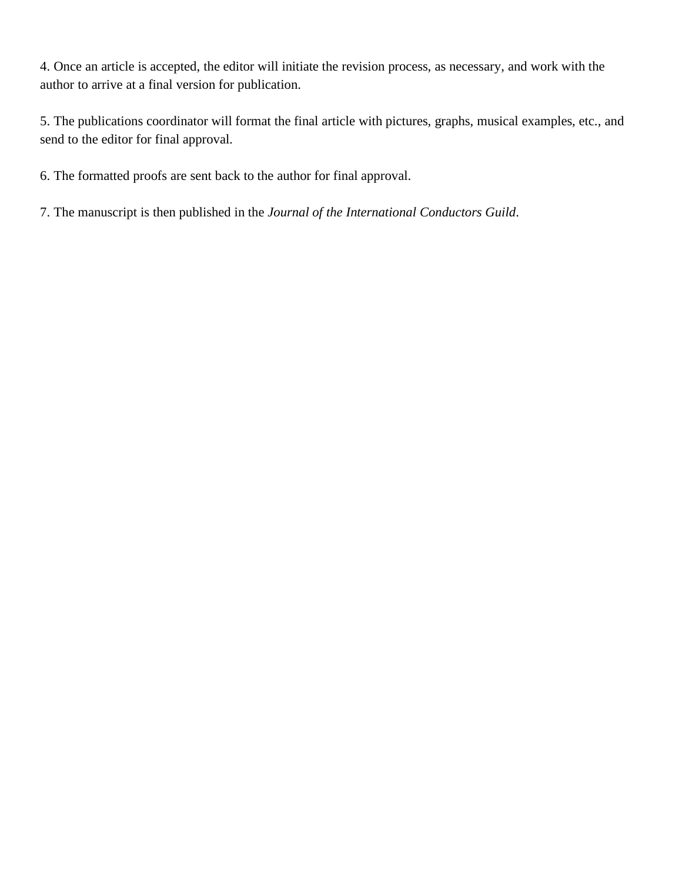4. Once an article is accepted, the editor will initiate the revision process, as necessary, and work with the author to arrive at a final version for publication.

5. The publications coordinator will format the final article with pictures, graphs, musical examples, etc., and send to the editor for final approval.

6. The formatted proofs are sent back to the author for final approval.

7. The manuscript is then published in the *Journal of the International Conductors Guild*.